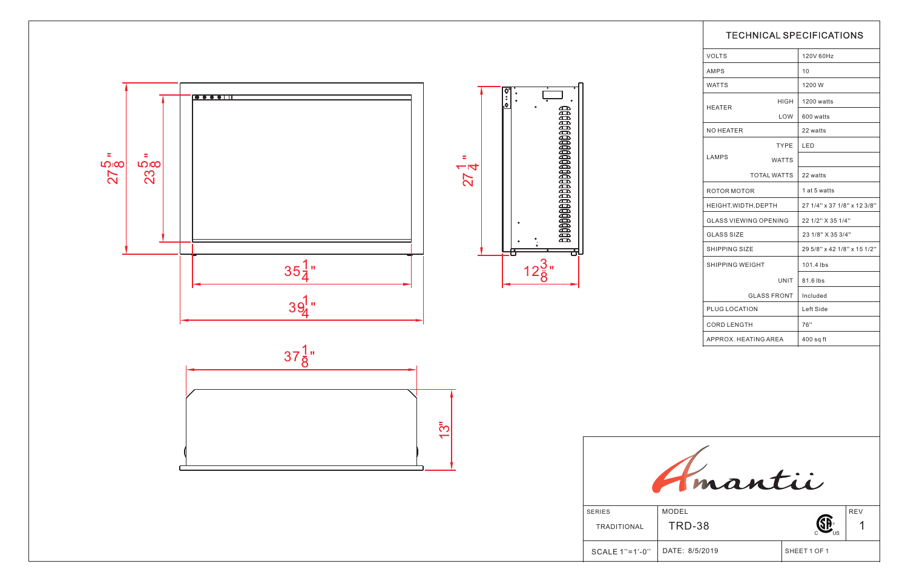27 5/8"

23 5/8"

35 1/4"

39 1/4"

27 1/4"

12 3/8"

37 1/8"

13"

## TECHNICAL SPECIFICATIONS

| | | |
|---|---|---|
| VOLTS | | 120V 60Hz |
| AMPS | | 10 |
| WATTS | | 1200 W |
| HEATER | HIGH | 1200 watts |
| | LOW | 600 watts |
| NO HEATER | | 22 watts |
| LAMPS | TYPE | LED |
| | WATTS | |
| | TOTAL WATTS | 22 watts |
| ROTOR MOTOR | | 1 at 5 watts |
| HEIGHT,WIDTH,DEPTH | | 27 1/4" x 37 1/8" x 12 3/8" |
| GLASS VIEWING OPENING | | 22 1/2" X 35 1/4" |
| GLASS SIZE | | 23 1/8" X 35 3/4" |
| SHIPPING SIZE | | 29 5/8" x 42 1/8" x 15 1/2" |
| SHIPPING WEIGHT | | 101.4 lbs |
| | UNIT | 81.6 lbs |
| | GLASS FRONT | Included |
| PLUG LOCATION | | Left Side |
| CORD LENGTH | | 76" |
| APPROX. HEATING AREA | | 400 sq ft |

Amantii

| SERIES | MODEL | | REV |
|---|---|---|---|
| TRADITIONAL | TRD-38 | CSA C US | 1 |
| SCALE 1"=1'-0" | DATE: 8/5/2019 | SHEET 1 OF 1 | |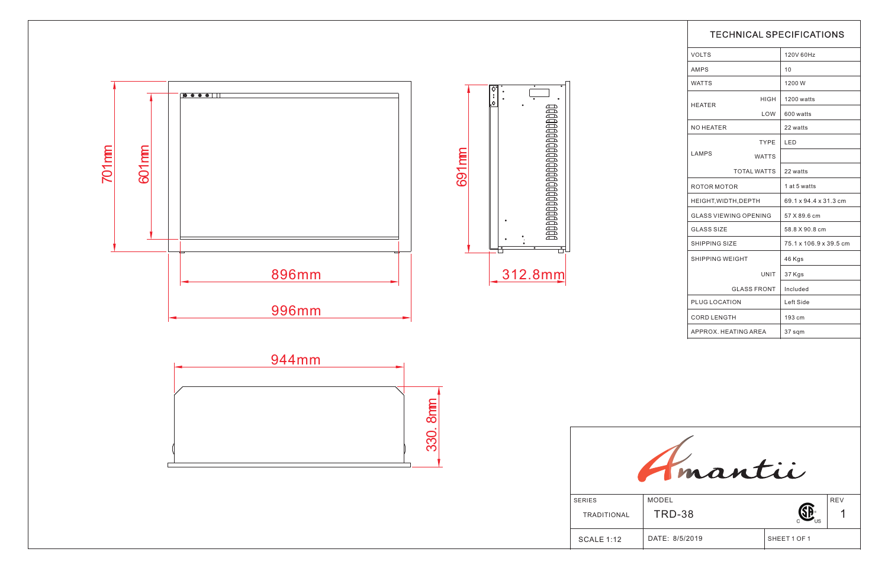701mm

601mm

896mm

996mm

691mm

312.8mm

944mm

330.8mm

## TECHNICAL SPECIFICATIONS

| | | |
|---|---|---|
| VOLTS | | 120V 60Hz |
| AMPS | | 10 |
| WATTS | | 1200 W |
| HEATER | HIGH | 1200 watts |
| | LOW | 600 watts |
| NO HEATER | | 22 watts |
| LAMPS | TYPE | LED |
| | WATTS | |
| | TOTAL WATTS | 22 watts |
| ROTOR MOTOR | | 1 at 5 watts |
| HEIGHT,WIDTH,DEPTH | | 69.1 x 94.4 x 31.3 cm |
| GLASS VIEWING OPENING | | 57 X 89.6 cm |
| GLASS SIZE | | 58.8 X 90.8 cm |
| SHIPPING SIZE | | 75.1 x 106.9 x 39.5 cm |
| SHIPPING WEIGHT | | 46 Kgs |
| | UNIT | 37 Kgs |
| | GLASS FRONT | Included |
| PLUG LOCATION | | Left Side |
| CORD LENGTH | | 193 cm |
| APPROX. HEATING AREA | | 37 sqm |

Amantii

| SERIES | MODEL | | REV |
|---|---|---|---|
| TRADITIONAL | TRD-38 | | 1 |
| SCALE 1:12 | DATE: 8/5/2019 | SHEET 1 OF 1 | |